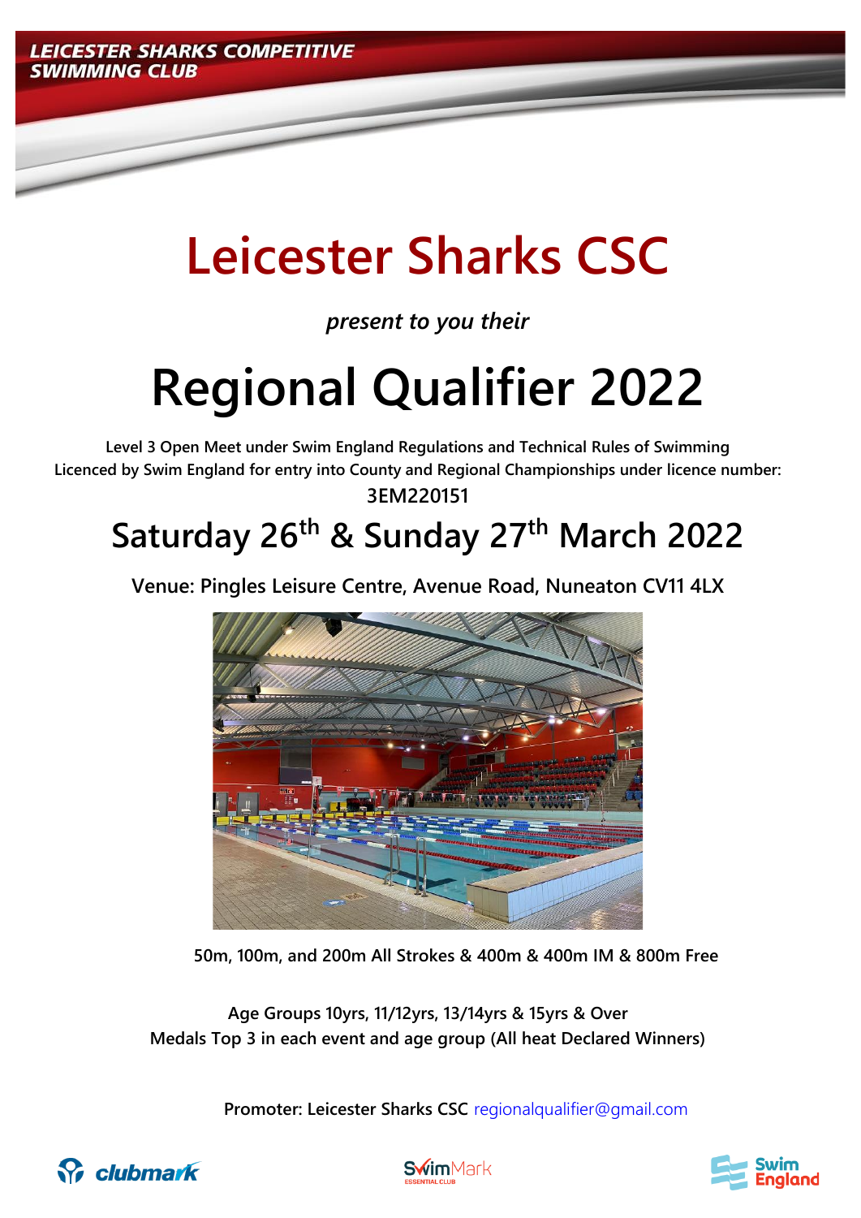LEICESTER SHARKS COMPETITIVE SWIMMING CLUB

# Leicester Sharks CSC

*present to you their*

# Regional Qualifier 2022

**Level 3 Open Meet under Swim England Regulations and Technical Rules of Swimming**
**Licenced by Swim England for entry into County and Regional Championships under licence number:**
**3EM220151**

## Saturday 26th & Sunday 27th March 2022

**Venue: Pingles Leisure Centre, Avenue Road, Nuneaton CV11 4LX**

**50m, 100m, and 200m All Strokes & 400m & 400m IM & 800m Free**

**Age Groups 10yrs, 11/12yrs, 13/14yrs & 15yrs & Over**
**Medals Top 3 in each event and age group (All heat Declared Winners)**

**Promoter: Leicester Sharks CSC** regionalqualifier@gmail.com

clubmark SwimMark Swim England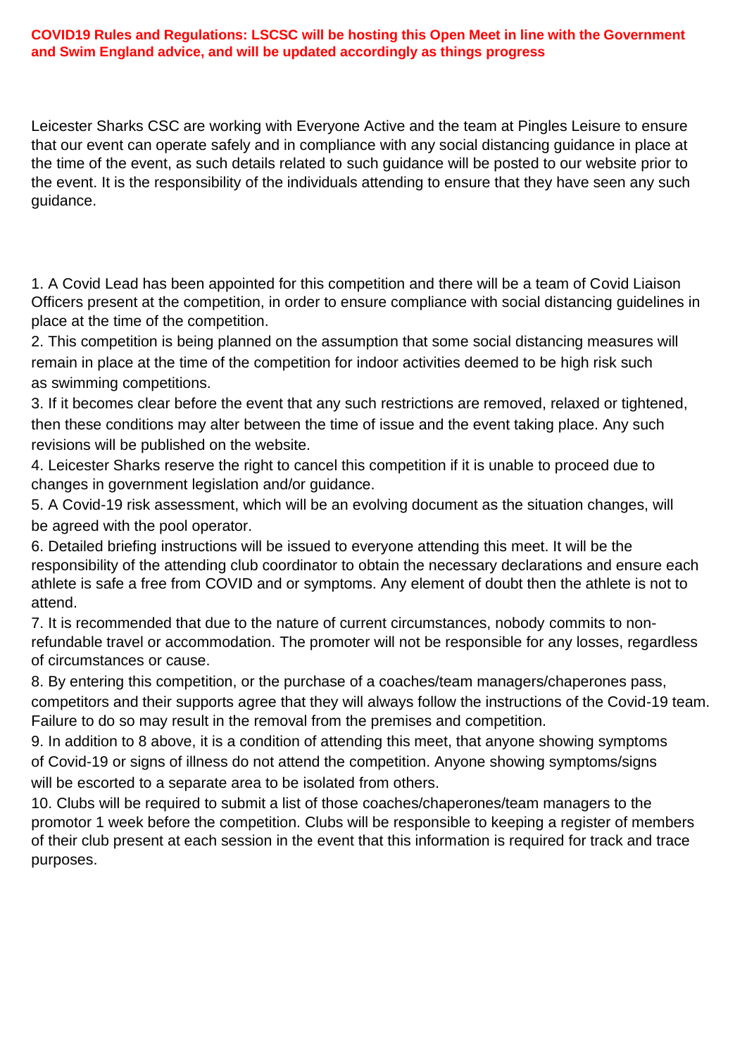**COVID19 Rules and Regulations: LSCSC will be hosting this Open Meet in line with the Government and Swim England advice, and will be updated accordingly as things progress**

Leicester Sharks CSC are working with Everyone Active and the team at Pingles Leisure to ensure that our event can operate safely and in compliance with any social distancing guidance in place at the time of the event, as such details related to such guidance will be posted to our website prior to the event. It is the responsibility of the individuals attending to ensure that they have seen any such guidance.

1. A Covid Lead has been appointed for this competition and there will be a team of Covid Liaison Officers present at the competition, in order to ensure compliance with social distancing guidelines in place at the time of the competition.
2. This competition is being planned on the assumption that some social distancing measures will remain in place at the time of the competition for indoor activities deemed to be high risk such as swimming competitions.
3. If it becomes clear before the event that any such restrictions are removed, relaxed or tightened, then these conditions may alter between the time of issue and the event taking place. Any such revisions will be published on the website.
4. Leicester Sharks reserve the right to cancel this competition if it is unable to proceed due to changes in government legislation and/or guidance.
5. A Covid-19 risk assessment, which will be an evolving document as the situation changes, will be agreed with the pool operator.
6. Detailed briefing instructions will be issued to everyone attending this meet. It will be the responsibility of the attending club coordinator to obtain the necessary declarations and ensure each athlete is safe a free from COVID and or symptoms. Any element of doubt then the athlete is not to attend.
7. It is recommended that due to the nature of current circumstances, nobody commits to non-refundable travel or accommodation. The promoter will not be responsible for any losses, regardless of circumstances or cause.
8. By entering this competition, or the purchase of a coaches/team managers/chaperones pass, competitors and their supports agree that they will always follow the instructions of the Covid-19 team. Failure to do so may result in the removal from the premises and competition.
9. In addition to 8 above, it is a condition of attending this meet, that anyone showing symptoms of Covid-19 or signs of illness do not attend the competition. Anyone showing symptoms/signs will be escorted to a separate area to be isolated from others.
10. Clubs will be required to submit a list of those coaches/chaperones/team managers to the promotor 1 week before the competition. Clubs will be responsible to keeping a register of members of their club present at each session in the event that this information is required for track and trace purposes.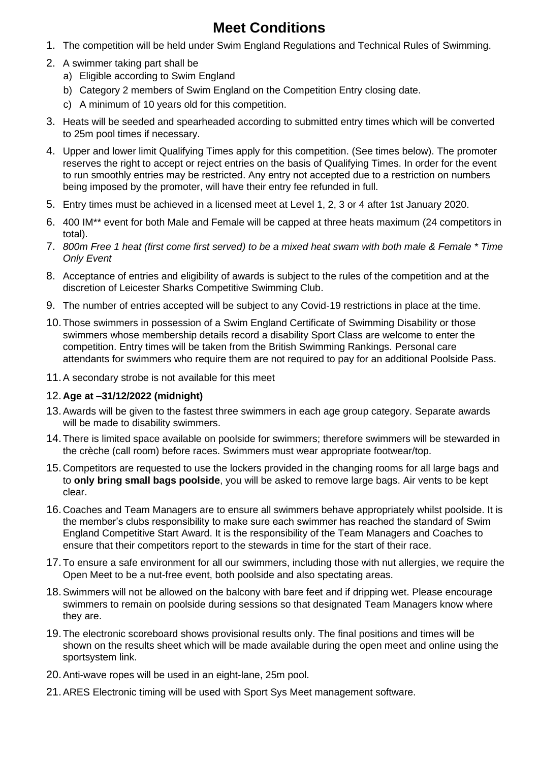# Meet Conditions

1. The competition will be held under Swim England Regulations and Technical Rules of Swimming.
2. A swimmer taking part shall be
   a) Eligible according to Swim England
   b) Category 2 members of Swim England on the Competition Entry closing date.
   c) A minimum of 10 years old for this competition.
3. Heats will be seeded and spearheaded according to submitted entry times which will be converted to 25m pool times if necessary.
4. Upper and lower limit Qualifying Times apply for this competition. (See times below). The promoter reserves the right to accept or reject entries on the basis of Qualifying Times. In order for the event to run smoothly entries may be restricted. Any entry not accepted due to a restriction on numbers being imposed by the promoter, will have their entry fee refunded in full.
5. Entry times must be achieved in a licensed meet at Level 1, 2, 3 or 4 after 1st January 2020.
6. 400 IM** event for both Male and Female will be capped at three heats maximum (24 competitors in total).
7. *800m Free 1 heat (first come first served) to be a mixed heat swam with both male & Female * Time Only Event*
8. Acceptance of entries and eligibility of awards is subject to the rules of the competition and at the discretion of Leicester Sharks Competitive Swimming Club.
9. The number of entries accepted will be subject to any Covid-19 restrictions in place at the time.
10. Those swimmers in possession of a Swim England Certificate of Swimming Disability or those swimmers whose membership details record a disability Sport Class are welcome to enter the competition. Entry times will be taken from the British Swimming Rankings. Personal care attendants for swimmers who require them are not required to pay for an additional Poolside Pass.
11. A secondary strobe is not available for this meet
12. **Age at –31/12/2022 (midnight)**
13. Awards will be given to the fastest three swimmers in each age group category. Separate awards will be made to disability swimmers.
14. There is limited space available on poolside for swimmers; therefore swimmers will be stewarded in the crèche (call room) before races. Swimmers must wear appropriate footwear/top.
15. Competitors are requested to use the lockers provided in the changing rooms for all large bags and to **only bring small bags poolside**, you will be asked to remove large bags. Air vents to be kept clear.
16. Coaches and Team Managers are to ensure all swimmers behave appropriately whilst poolside. It is the member's clubs responsibility to make sure each swimmer has reached the standard of Swim England Competitive Start Award. It is the responsibility of the Team Managers and Coaches to ensure that their competitors report to the stewards in time for the start of their race.
17. To ensure a safe environment for all our swimmers, including those with nut allergies, we require the Open Meet to be a nut-free event, both poolside and also spectating areas.
18. Swimmers will not be allowed on the balcony with bare feet and if dripping wet. Please encourage swimmers to remain on poolside during sessions so that designated Team Managers know where they are.
19. The electronic scoreboard shows provisional results only. The final positions and times will be shown on the results sheet which will be made available during the open meet and online using the sportsystem link.
20. Anti-wave ropes will be used in an eight-lane, 25m pool.
21. ARES Electronic timing will be used with Sport Sys Meet management software.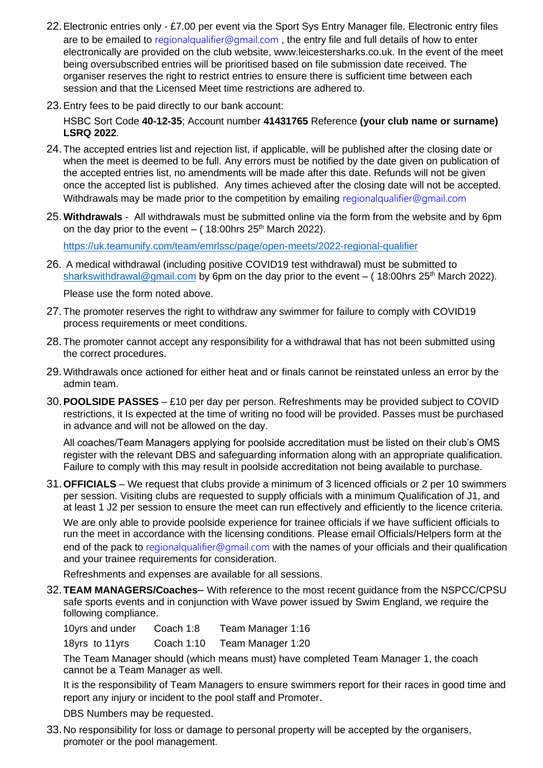22. Electronic entries only - £7.00 per event via the Sport Sys Entry Manager file. Electronic entry files are to be emailed to regionalqualifier@gmail.com , the entry file and full details of how to enter electronically are provided on the club website, www.leicestersharks.co.uk. In the event of the meet being oversubscribed entries will be prioritised based on file submission date received. The organiser reserves the right to restrict entries to ensure there is sufficient time between each session and that the Licensed Meet time restrictions are adhered to.

23. Entry fees to be paid directly to our bank account:

    HSBC Sort Code **40-12-35**; Account number **41431765** Reference **(your club name or surname) LSRQ 2022**.

24. The accepted entries list and rejection list, if applicable, will be published after the closing date or when the meet is deemed to be full. Any errors must be notified by the date given on publication of the accepted entries list, no amendments will be made after this date. Refunds will not be given once the accepted list is published. Any times achieved after the closing date will not be accepted. Withdrawals may be made prior to the competition by emailing regionalqualifier@gmail.com

25. **Withdrawals** - All withdrawals must be submitted online via the form from the website and by 6pm on the day prior to the event – ( 18:00hrs 25th March 2022).

    https://uk.teamunify.com/team/emrlssc/page/open-meets/2022-regional-qualifier

26. A medical withdrawal (including positive COVID19 test withdrawal) must be submitted to sharkswithdrawal@gmail.com by 6pm on the day prior to the event – ( 18:00hrs 25th March 2022).

    Please use the form noted above.

27. The promoter reserves the right to withdraw any swimmer for failure to comply with COVID19 process requirements or meet conditions.

28. The promoter cannot accept any responsibility for a withdrawal that has not been submitted using the correct procedures.

29. Withdrawals once actioned for either heat and or finals cannot be reinstated unless an error by the admin team.

30. **POOLSIDE PASSES** – £10 per day per person. Refreshments may be provided subject to COVID restrictions, it Is expected at the time of writing no food will be provided. Passes must be purchased in advance and will not be allowed on the day.

    All coaches/Team Managers applying for poolside accreditation must be listed on their club's OMS register with the relevant DBS and safeguarding information along with an appropriate qualification. Failure to comply with this may result in poolside accreditation not being available to purchase.

31. **OFFICIALS** – We request that clubs provide a minimum of 3 licenced officials or 2 per 10 swimmers per session. Visiting clubs are requested to supply officials with a minimum Qualification of J1, and at least 1 J2 per session to ensure the meet can run effectively and efficiently to the licence criteria.

    We are only able to provide poolside experience for trainee officials if we have sufficient officials to run the meet in accordance with the licensing conditions. Please email Officials/Helpers form at the end of the pack to regionalqualifier@gmail.com with the names of your officials and their qualification and your trainee requirements for consideration.

    Refreshments and expenses are available for all sessions.

32. **TEAM MANAGERS/Coaches**– With reference to the most recent guidance from the NSPCC/CPSU safe sports events and in conjunction with Wave power issued by Swim England, we require the following compliance.

    | | | |
    |---|---|---|
    | 10yrs and under | Coach 1:8 | Team Manager 1:16 |
    | 18yrs to 11yrs | Coach 1:10 | Team Manager 1:20 |

    The Team Manager should (which means must) have completed Team Manager 1, the coach cannot be a Team Manager as well.

    It is the responsibility of Team Managers to ensure swimmers report for their races in good time and report any injury or incident to the pool staff and Promoter.

    DBS Numbers may be requested.

33. No responsibility for loss or damage to personal property will be accepted by the organisers, promoter or the pool management.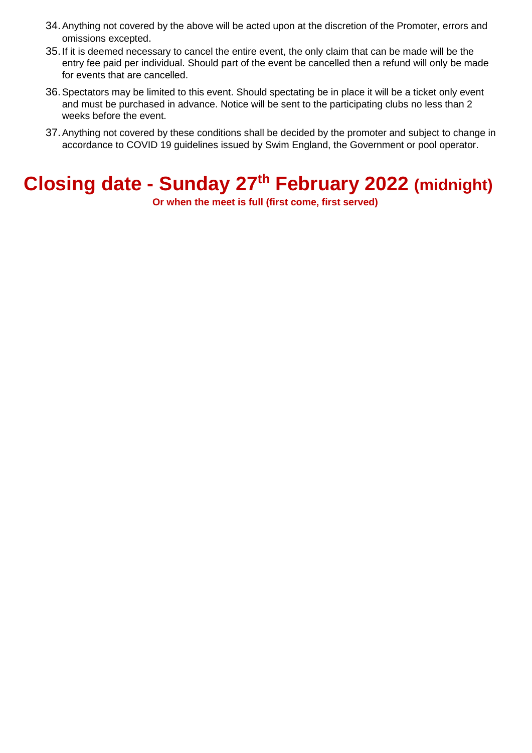34. Anything not covered by the above will be acted upon at the discretion of the Promoter, errors and omissions excepted.
35. If it is deemed necessary to cancel the entire event, the only claim that can be made will be the entry fee paid per individual. Should part of the event be cancelled then a refund will only be made for events that are cancelled.
36. Spectators may be limited to this event. Should spectating be in place it will be a ticket only event and must be purchased in advance. Notice will be sent to the participating clubs no less than 2 weeks before the event.
37. Anything not covered by these conditions shall be decided by the promoter and subject to change in accordance to COVID 19 guidelines issued by Swim England, the Government or pool operator.

# Closing date - Sunday 27th February 2022 (midnight)

**Or when the meet is full (first come, first served)**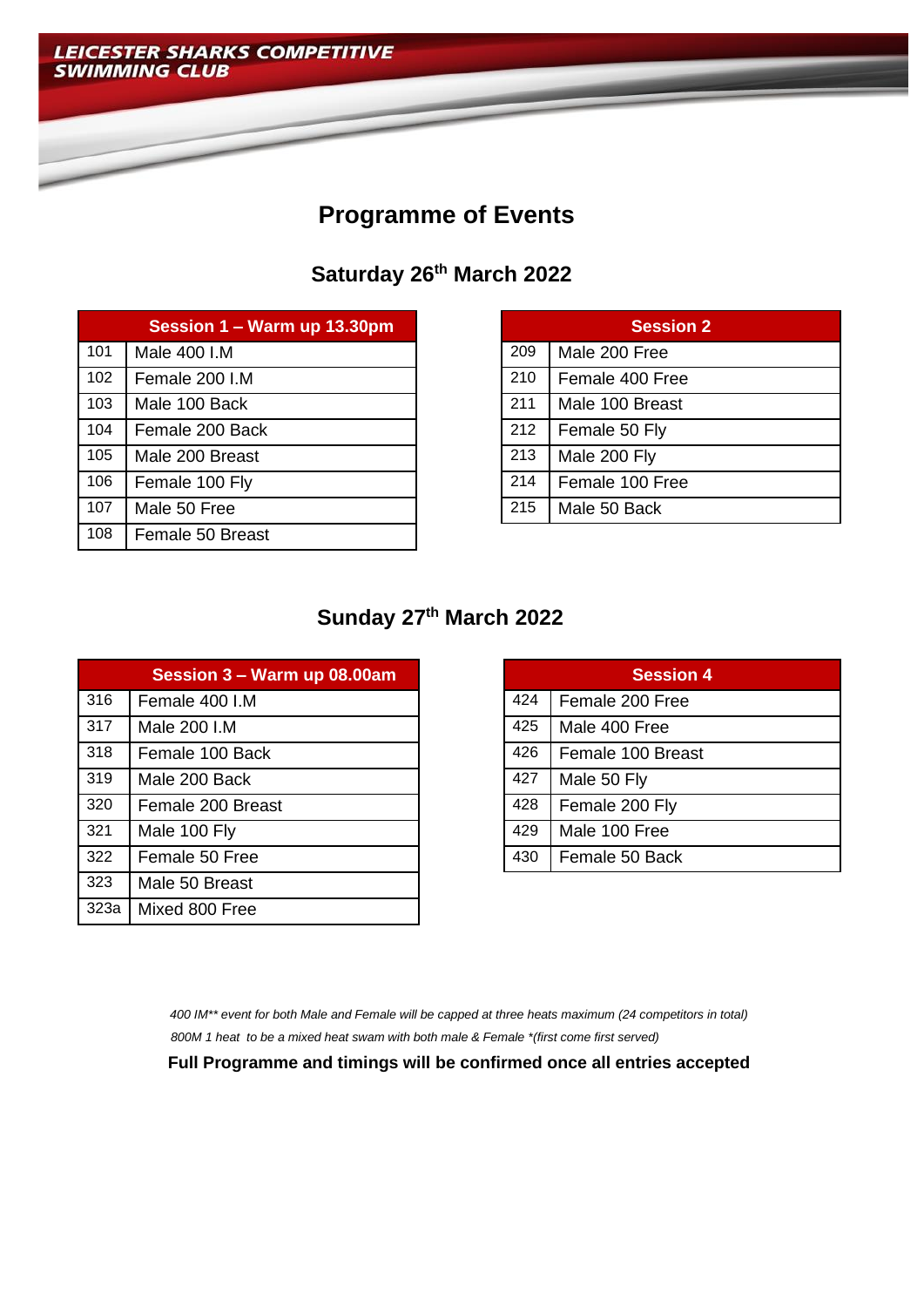**LEICESTER SHARKS COMPETITIVE SWIMMING CLUB**

# Programme of Events

## Saturday 26th March 2022

| Session 1 – Warm up 13.30pm | |
|---|---|
| 101 | Male 400 I.M |
| 102 | Female 200 I.M |
| 103 | Male 100 Back |
| 104 | Female 200 Back |
| 105 | Male 200 Breast |
| 106 | Female 100 Fly |
| 107 | Male 50 Free |
| 108 | Female 50 Breast |

| Session 2 | |
|---|---|
| 209 | Male 200 Free |
| 210 | Female 400 Free |
| 211 | Male 100 Breast |
| 212 | Female 50 Fly |
| 213 | Male 200 Fly |
| 214 | Female 100 Free |
| 215 | Male 50 Back |

## Sunday 27th March 2022

| Session 3 – Warm up 08.00am | |
|---|---|
| 316 | Female 400 I.M |
| 317 | Male 200 I.M |
| 318 | Female 100 Back |
| 319 | Male 200 Back |
| 320 | Female 200 Breast |
| 321 | Male 100 Fly |
| 322 | Female 50 Free |
| 323 | Male 50 Breast |
| 323a | Mixed 800 Free |

| Session 4 | |
|---|---|
| 424 | Female 200 Free |
| 425 | Male 400 Free |
| 426 | Female 100 Breast |
| 427 | Male 50 Fly |
| 428 | Female 200 Fly |
| 429 | Male 100 Free |
| 430 | Female 50 Back |

*400 IM** event for both Male and Female will be capped at three heats maximum (24 competitors in total)*

*800M 1 heat to be a mixed heat swam with both male & Female *(first come first served)*

**Full Programme and timings will be confirmed once all entries accepted**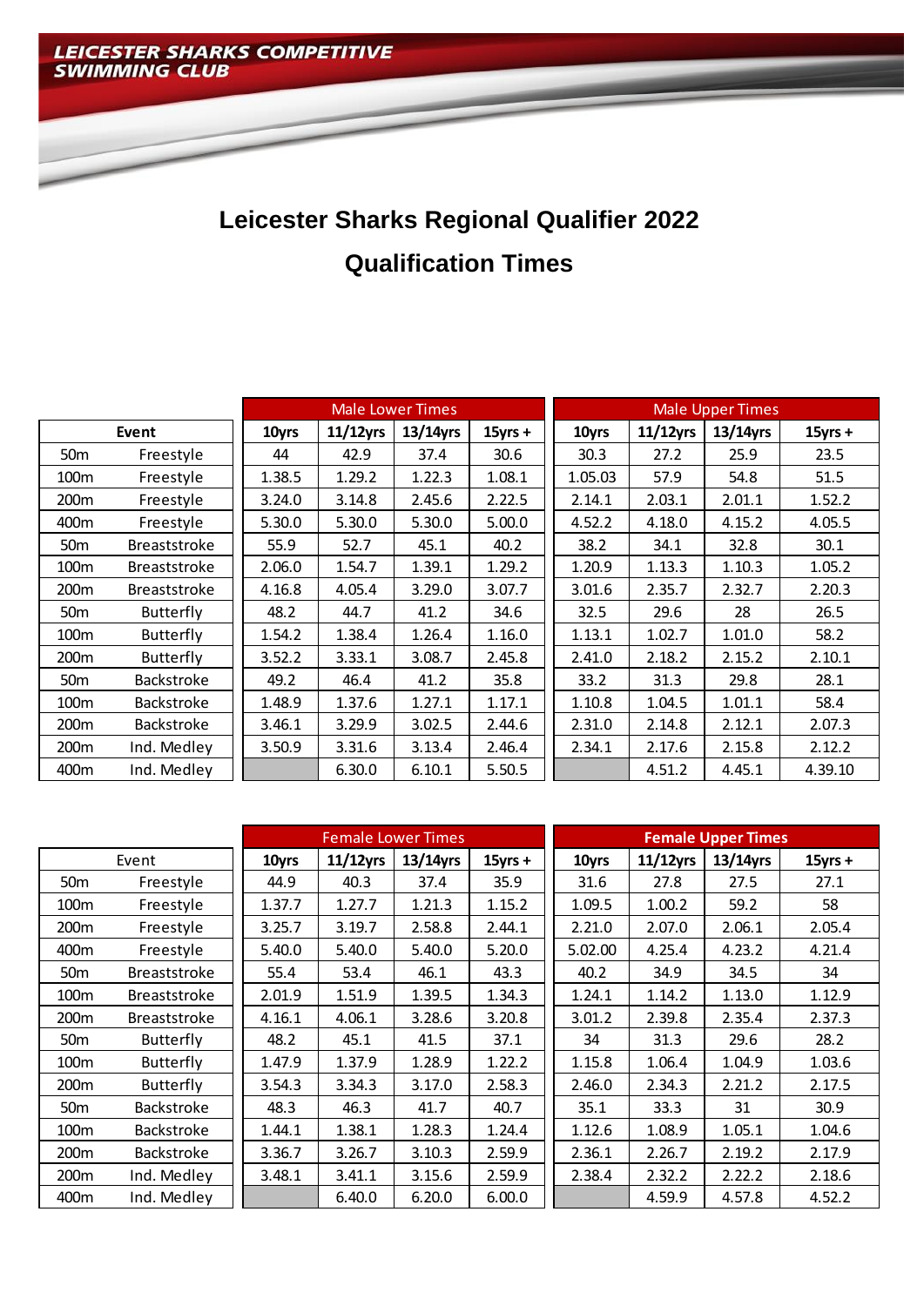**LEICESTER SHARKS COMPETITIVE SWIMMING CLUB**

# Leicester Sharks Regional Qualifier 2022

## Qualification Times

| Event | | Male Lower Times | | | | Male Upper Times | | | |
|---|---|---|---|---|---|---|---|---|---|
| | | 10yrs | 11/12yrs | 13/14yrs | 15yrs + | 10yrs | 11/12yrs | 13/14yrs | 15yrs + |
| 50m | Freestyle | 44 | 42.9 | 37.4 | 30.6 | 30.3 | 27.2 | 25.9 | 23.5 |
| 100m | Freestyle | 1.38.5 | 1.29.2 | 1.22.3 | 1.08.1 | 1.05.03 | 57.9 | 54.8 | 51.5 |
| 200m | Freestyle | 3.24.0 | 3.14.8 | 2.45.6 | 2.22.5 | 2.14.1 | 2.03.1 | 2.01.1 | 1.52.2 |
| 400m | Freestyle | 5.30.0 | 5.30.0 | 5.30.0 | 5.00.0 | 4.52.2 | 4.18.0 | 4.15.2 | 4.05.5 |
| 50m | Breaststroke | 55.9 | 52.7 | 45.1 | 40.2 | 38.2 | 34.1 | 32.8 | 30.1 |
| 100m | Breaststroke | 2.06.0 | 1.54.7 | 1.39.1 | 1.29.2 | 1.20.9 | 1.13.3 | 1.10.3 | 1.05.2 |
| 200m | Breaststroke | 4.16.8 | 4.05.4 | 3.29.0 | 3.07.7 | 3.01.6 | 2.35.7 | 2.32.7 | 2.20.3 |
| 50m | Butterfly | 48.2 | 44.7 | 41.2 | 34.6 | 32.5 | 29.6 | 28 | 26.5 |
| 100m | Butterfly | 1.54.2 | 1.38.4 | 1.26.4 | 1.16.0 | 1.13.1 | 1.02.7 | 1.01.0 | 58.2 |
| 200m | Butterfly | 3.52.2 | 3.33.1 | 3.08.7 | 2.45.8 | 2.41.0 | 2.18.2 | 2.15.2 | 2.10.1 |
| 50m | Backstroke | 49.2 | 46.4 | 41.2 | 35.8 | 33.2 | 31.3 | 29.8 | 28.1 |
| 100m | Backstroke | 1.48.9 | 1.37.6 | 1.27.1 | 1.17.1 | 1.10.8 | 1.04.5 | 1.01.1 | 58.4 |
| 200m | Backstroke | 3.46.1 | 3.29.9 | 3.02.5 | 2.44.6 | 2.31.0 | 2.14.8 | 2.12.1 | 2.07.3 |
| 200m | Ind. Medley | 3.50.9 | 3.31.6 | 3.13.4 | 2.46.4 | 2.34.1 | 2.17.6 | 2.15.8 | 2.12.2 |
| 400m | Ind. Medley | | 6.30.0 | 6.10.1 | 5.50.5 | | 4.51.2 | 4.45.1 | 4.39.10 |

| Event | | Female Lower Times | | | | Female Upper Times | | | |
|---|---|---|---|---|---|---|---|---|---|
| | | 10yrs | 11/12yrs | 13/14yrs | 15yrs + | 10yrs | 11/12yrs | 13/14yrs | 15yrs + |
| 50m | Freestyle | 44.9 | 40.3 | 37.4 | 35.9 | 31.6 | 27.8 | 27.5 | 27.1 |
| 100m | Freestyle | 1.37.7 | 1.27.7 | 1.21.3 | 1.15.2 | 1.09.5 | 1.00.2 | 59.2 | 58 |
| 200m | Freestyle | 3.25.7 | 3.19.7 | 2.58.8 | 2.44.1 | 2.21.0 | 2.07.0 | 2.06.1 | 2.05.4 |
| 400m | Freestyle | 5.40.0 | 5.40.0 | 5.40.0 | 5.20.0 | 5.02.00 | 4.25.4 | 4.23.2 | 4.21.4 |
| 50m | Breaststroke | 55.4 | 53.4 | 46.1 | 43.3 | 40.2 | 34.9 | 34.5 | 34 |
| 100m | Breaststroke | 2.01.9 | 1.51.9 | 1.39.5 | 1.34.3 | 1.24.1 | 1.14.2 | 1.13.0 | 1.12.9 |
| 200m | Breaststroke | 4.16.1 | 4.06.1 | 3.28.6 | 3.20.8 | 3.01.2 | 2.39.8 | 2.35.4 | 2.37.3 |
| 50m | Butterfly | 48.2 | 45.1 | 41.5 | 37.1 | 34 | 31.3 | 29.6 | 28.2 |
| 100m | Butterfly | 1.47.9 | 1.37.9 | 1.28.9 | 1.22.2 | 1.15.8 | 1.06.4 | 1.04.9 | 1.03.6 |
| 200m | Butterfly | 3.54.3 | 3.34.3 | 3.17.0 | 2.58.3 | 2.46.0 | 2.34.3 | 2.21.2 | 2.17.5 |
| 50m | Backstroke | 48.3 | 46.3 | 41.7 | 40.7 | 35.1 | 33.3 | 31 | 30.9 |
| 100m | Backstroke | 1.44.1 | 1.38.1 | 1.28.3 | 1.24.4 | 1.12.6 | 1.08.9 | 1.05.1 | 1.04.6 |
| 200m | Backstroke | 3.36.7 | 3.26.7 | 3.10.3 | 2.59.9 | 2.36.1 | 2.26.7 | 2.19.2 | 2.17.9 |
| 200m | Ind. Medley | 3.48.1 | 3.41.1 | 3.15.6 | 2.59.9 | 2.38.4 | 2.32.2 | 2.22.2 | 2.18.6 |
| 400m | Ind. Medley | | 6.40.0 | 6.20.0 | 6.00.0 | | 4.59.9 | 4.57.8 | 4.52.2 |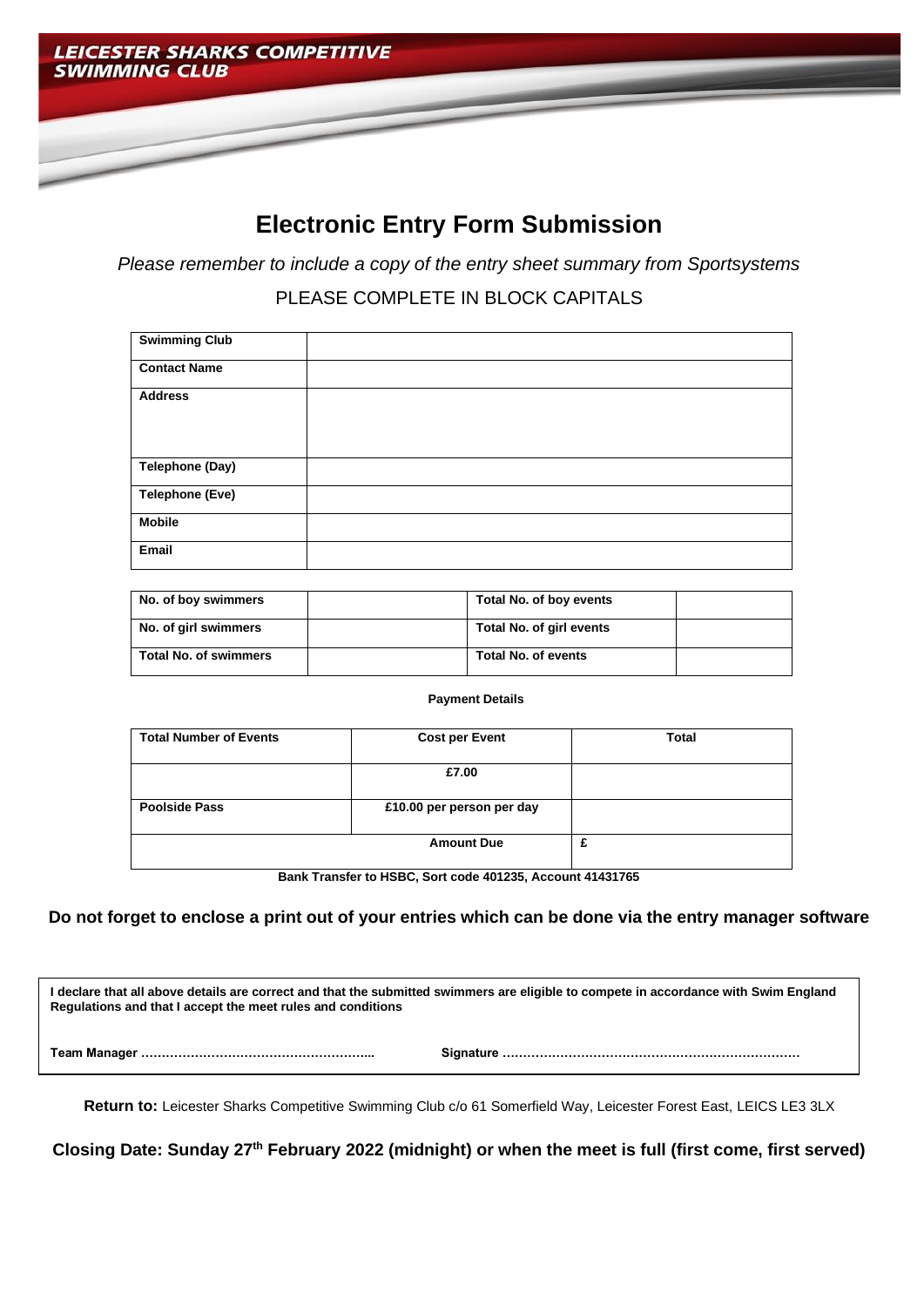**LEICESTER SHARKS COMPETITIVE SWIMMING CLUB**

# Electronic Entry Form Submission

*Please remember to include a copy of the entry sheet summary from Sportsystems*

PLEASE COMPLETE IN BLOCK CAPITALS

| **Swimming Club** | |
|---|---|
| **Contact Name** | |
| **Address** | |
| **Telephone (Day)** | |
| **Telephone (Eve)** | |
| **Mobile** | |
| **Email** | |

| **No. of boy swimmers** | | **Total No. of boy events** | |
|---|---|---|---|
| **No. of girl swimmers** | | **Total No. of girl events** | |
| **Total No. of swimmers** | | **Total No. of events** | |

**Payment Details**

| **Total Number of Events** | **Cost per Event** | **Total** |
|---|---|---|
| | **£7.00** | |
| **Poolside Pass** | **£10.00 per person per day** | |
| | **Amount Due** | **£** |

**Bank Transfer to HSBC, Sort code 401235, Account 41431765**

**Do not forget to enclose a print out of your entries which can be done via the entry manager software**

**I declare that all above details are correct and that the submitted swimmers are eligible to compete in accordance with Swim England Regulations and that I accept the meet rules and conditions**

**Team Manager ………………………………………………..** **Signature ……………………………………………………………**

**Return to:** Leicester Sharks Competitive Swimming Club c/o 61 Somerfield Way, Leicester Forest East, LEICS LE3 3LX

**Closing Date: Sunday 27th February 2022 (midnight) or when the meet is full (first come, first served)**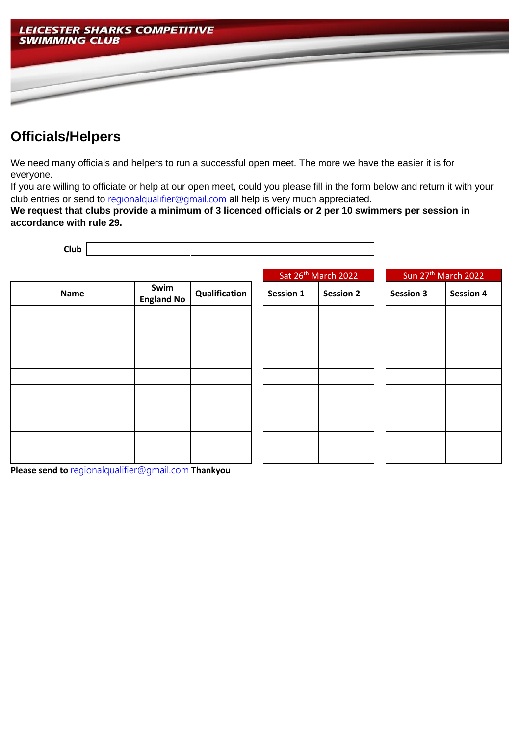LEICESTER SHARKS COMPETITIVE SWIMMING CLUB

## Officials/Helpers

We need many officials and helpers to run a successful open meet. The more we have the easier it is for everyone.
If you are willing to officiate or help at our open meet, could you please fill in the form below and return it with your club entries or send to regionalqualifier@gmail.com all help is very much appreciated.
**We request that clubs provide a minimum of 3 licenced officials or 2 per 10 swimmers per session in accordance with rule 29.**

**Club** ______________________

| | | | Sat 26th March 2022 | | Sun 27th March 2022 | |
|---|---|---|---|---|---|---|
| **Name** | **Swim England No** | **Qualification** | **Session 1** | **Session 2** | **Session 3** | **Session 4** |
| | | | | | | |
| | | | | | | |
| | | | | | | |
| | | | | | | |
| | | | | | | |
| | | | | | | |
| | | | | | | |
| | | | | | | |
| | | | | | | |
| | | | | | | |

**Please send to** regionalqualifier@gmail.com **Thankyou**